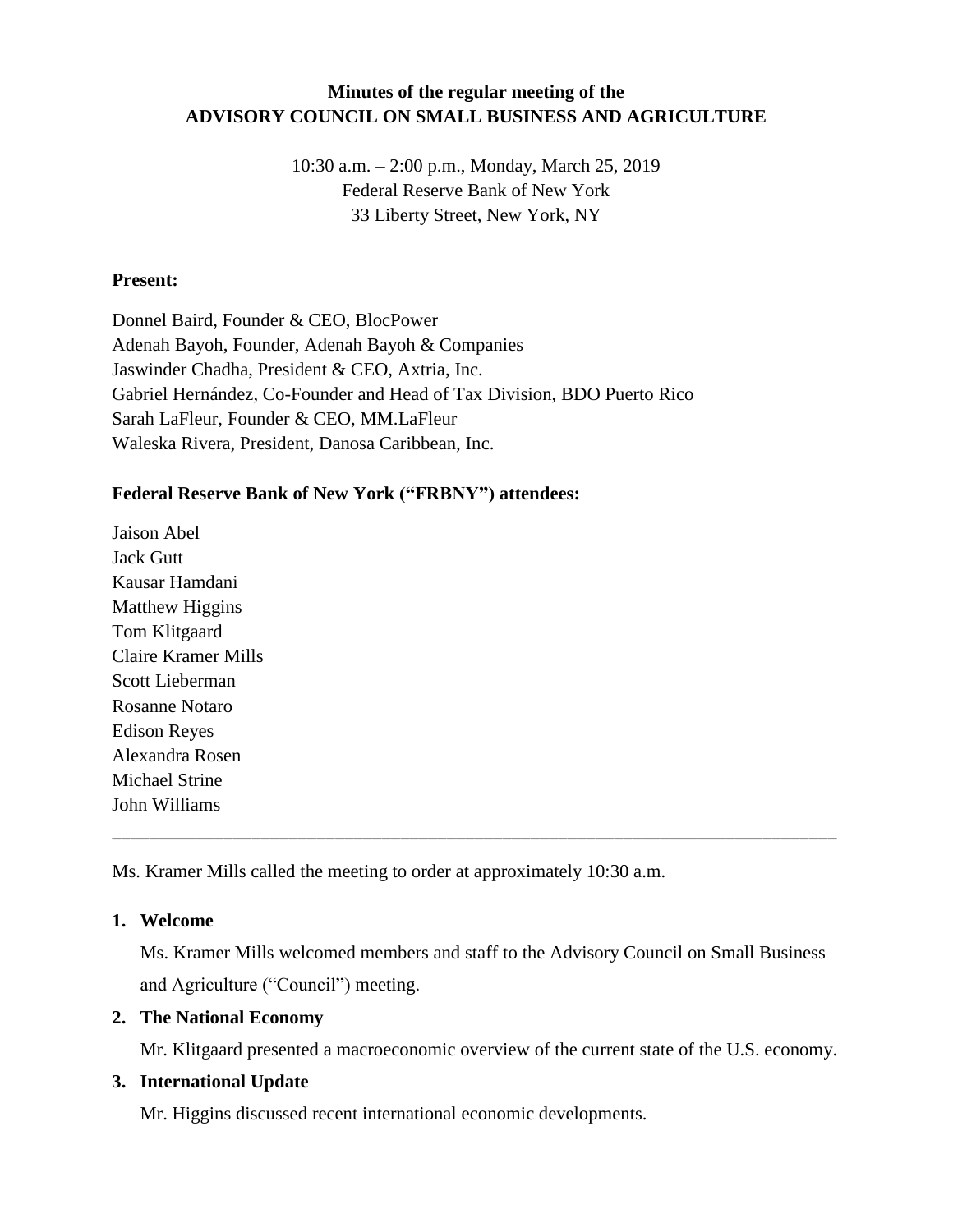**Minutes of the regular meeting of the**
**ADVISORY COUNCIL ON SMALL BUSINESS AND AGRICULTURE**

10:30 a.m. – 2:00 p.m., Monday, March 25, 2019
Federal Reserve Bank of New York
33 Liberty Street, New York, NY

**Present:**

Donnel Baird, Founder & CEO, BlocPower
Adenah Bayoh, Founder, Adenah Bayoh & Companies
Jaswinder Chadha, President & CEO, Axtria, Inc.
Gabriel Hernández, Co-Founder and Head of Tax Division, BDO Puerto Rico
Sarah LaFleur, Founder & CEO, MM.LaFleur
Waleska Rivera, President, Danosa Caribbean, Inc.

**Federal Reserve Bank of New York ("FRBNY") attendees:**

Jaison Abel
Jack Gutt
Kausar Hamdani
Matthew Higgins
Tom Klitgaard
Claire Kramer Mills
Scott Lieberman
Rosanne Notaro
Edison Reyes
Alexandra Rosen
Michael Strine
John Williams

---

Ms. Kramer Mills called the meeting to order at approximately 10:30 a.m.

1. **Welcome**

   Ms. Kramer Mills welcomed members and staff to the Advisory Council on Small Business and Agriculture ("Council") meeting.

2. **The National Economy**

   Mr. Klitgaard presented a macroeconomic overview of the current state of the U.S. economy.

3. **International Update**

   Mr. Higgins discussed recent international economic developments.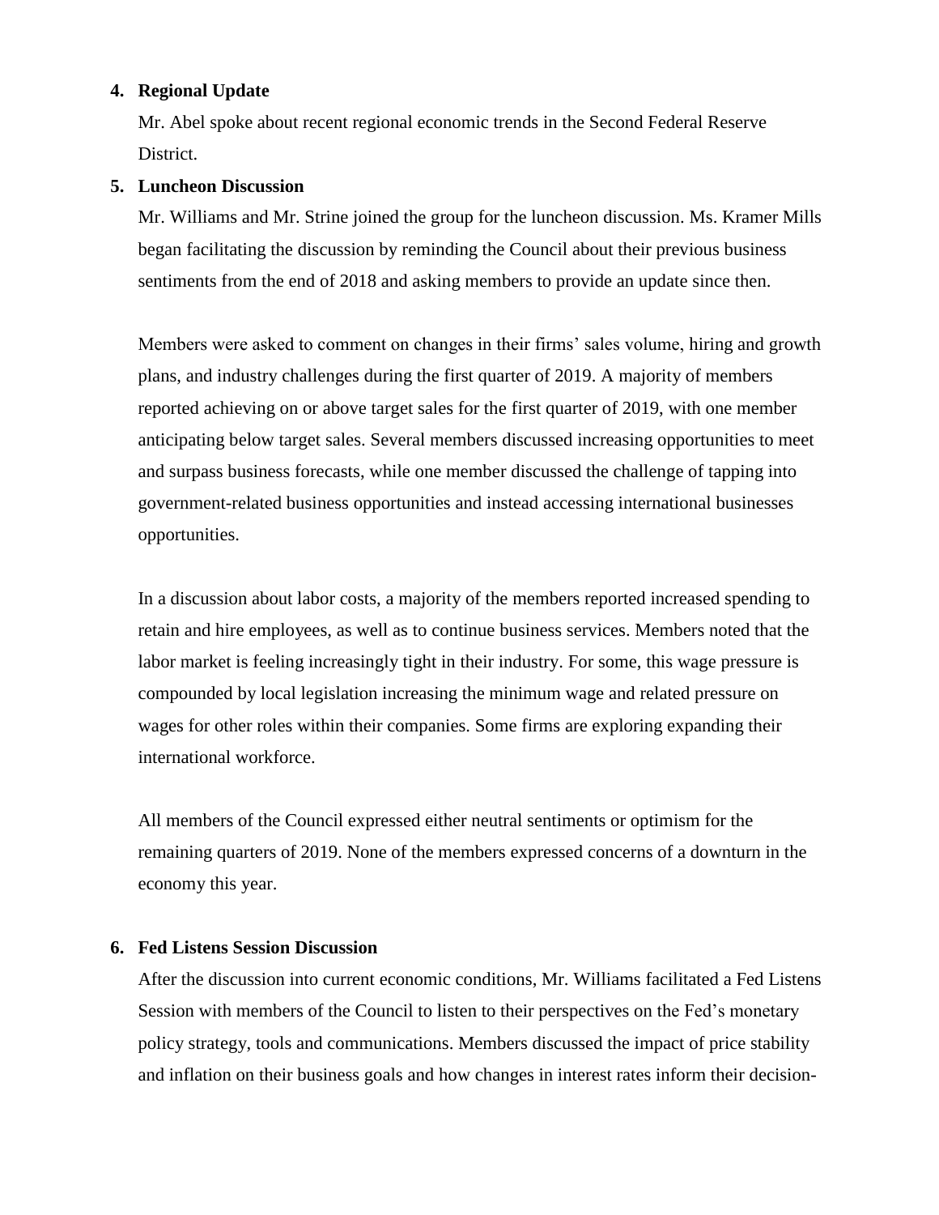4. **Regional Update**

   Mr. Abel spoke about recent regional economic trends in the Second Federal Reserve District.

5. **Luncheon Discussion**

   Mr. Williams and Mr. Strine joined the group for the luncheon discussion. Ms. Kramer Mills began facilitating the discussion by reminding the Council about their previous business sentiments from the end of 2018 and asking members to provide an update since then.

   Members were asked to comment on changes in their firms' sales volume, hiring and growth plans, and industry challenges during the first quarter of 2019. A majority of members reported achieving on or above target sales for the first quarter of 2019, with one member anticipating below target sales. Several members discussed increasing opportunities to meet and surpass business forecasts, while one member discussed the challenge of tapping into government-related business opportunities and instead accessing international businesses opportunities.

   In a discussion about labor costs, a majority of the members reported increased spending to retain and hire employees, as well as to continue business services. Members noted that the labor market is feeling increasingly tight in their industry. For some, this wage pressure is compounded by local legislation increasing the minimum wage and related pressure on wages for other roles within their companies. Some firms are exploring expanding their international workforce.

   All members of the Council expressed either neutral sentiments or optimism for the remaining quarters of 2019. None of the members expressed concerns of a downturn in the economy this year.

6. **Fed Listens Session Discussion**

   After the discussion into current economic conditions, Mr. Williams facilitated a Fed Listens Session with members of the Council to listen to their perspectives on the Fed's monetary policy strategy, tools and communications. Members discussed the impact of price stability and inflation on their business goals and how changes in interest rates inform their decision-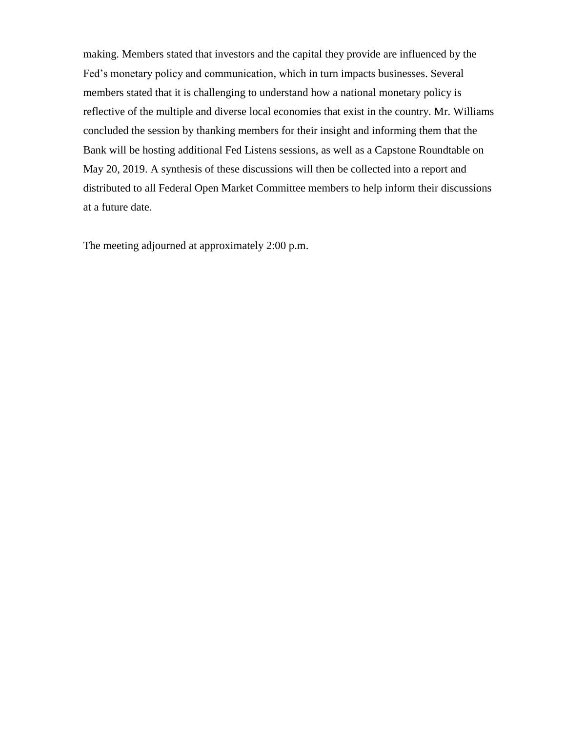making. Members stated that investors and the capital they provide are influenced by the Fed's monetary policy and communication, which in turn impacts businesses. Several members stated that it is challenging to understand how a national monetary policy is reflective of the multiple and diverse local economies that exist in the country. Mr. Williams concluded the session by thanking members for their insight and informing them that the Bank will be hosting additional Fed Listens sessions, as well as a Capstone Roundtable on May 20, 2019. A synthesis of these discussions will then be collected into a report and distributed to all Federal Open Market Committee members to help inform their discussions at a future date.

The meeting adjourned at approximately 2:00 p.m.